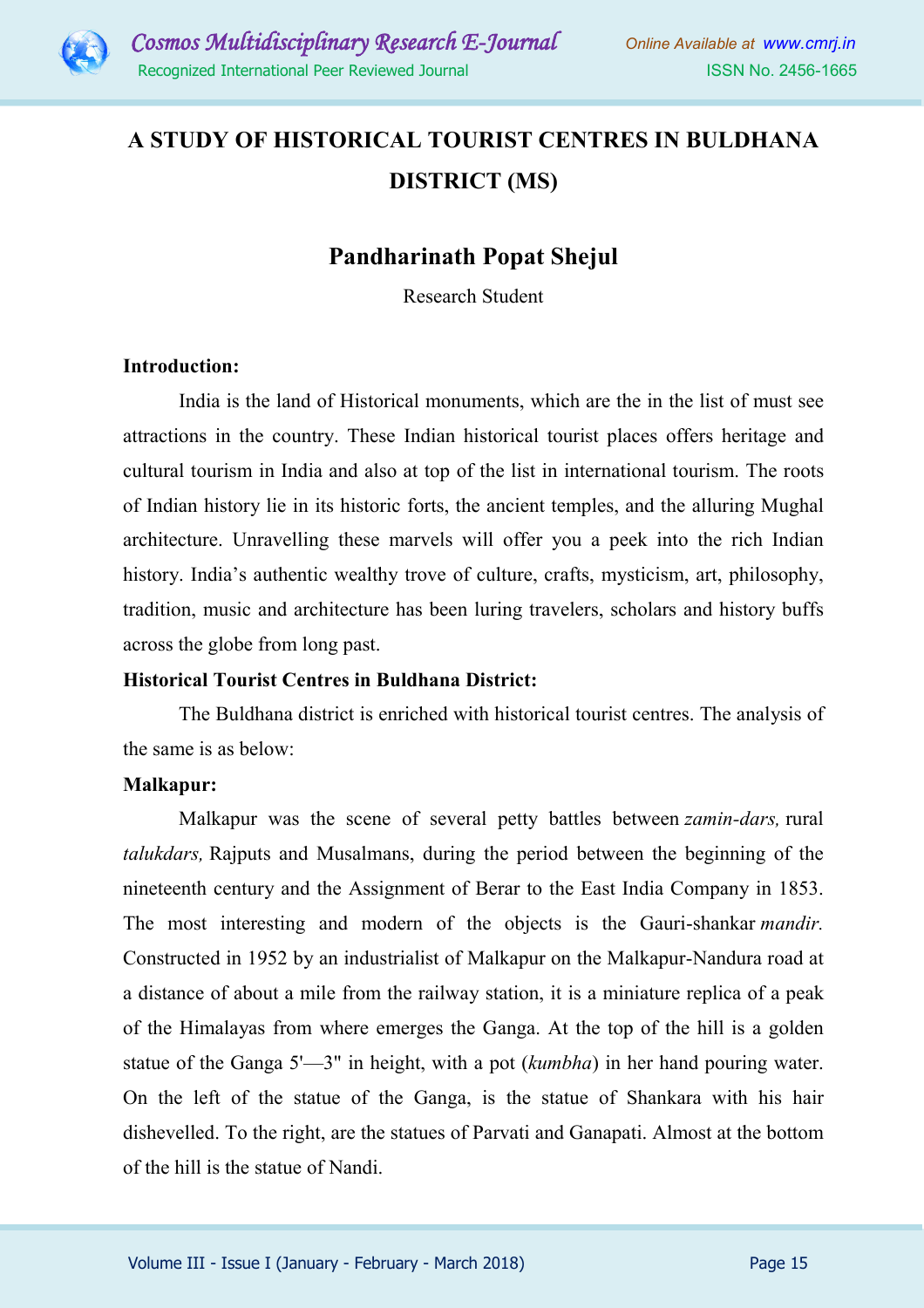# A STUDY OF HISTORICAL TOURIST CENTRES IN BULDHANA DISTRICT (MS)

## Pandharinath Popat Shejul

Research Student

**Introduction:**

India is the land of Historical monuments, which are the in the list of must see attractions in the country. These Indian historical tourist places offers heritage and cultural tourism in India and also at top of the list in international tourism. The roots of Indian history lie in its historic forts, the ancient temples, and the alluring Mughal architecture. Unravelling these marvels will offer you a peek into the rich Indian history. India's authentic wealthy trove of culture, crafts, mysticism, art, philosophy, tradition, music and architecture has been luring travelers, scholars and history buffs across the globe from long past.

**Historical Tourist Centres in Buldhana District:**

The Buldhana district is enriched with historical tourist centres. The analysis of the same is as below:

**Malkapur:**

Malkapur was the scene of several petty battles between *zamin-dars,* rural *talukdars,* Rajputs and Musalmans, during the period between the beginning of the nineteenth century and the Assignment of Berar to the East India Company in 1853. The most interesting and modern of the objects is the Gauri-shankar *mandir.* Constructed in 1952 by an industrialist of Malkapur on the Malkapur-Nandura road at a distance of about a mile from the railway station, it is a miniature replica of a peak of the Himalayas from where emerges the Ganga. At the top of the hill is a golden statue of the Ganga 5'—3" in height, with a pot (*kumbha*) in her hand pouring water. On the left of the statue of the Ganga, is the statue of Shankara with his hair dishevelled. To the right, are the statues of Parvati and Ganapati. Almost at the bottom of the hill is the statue of Nandi.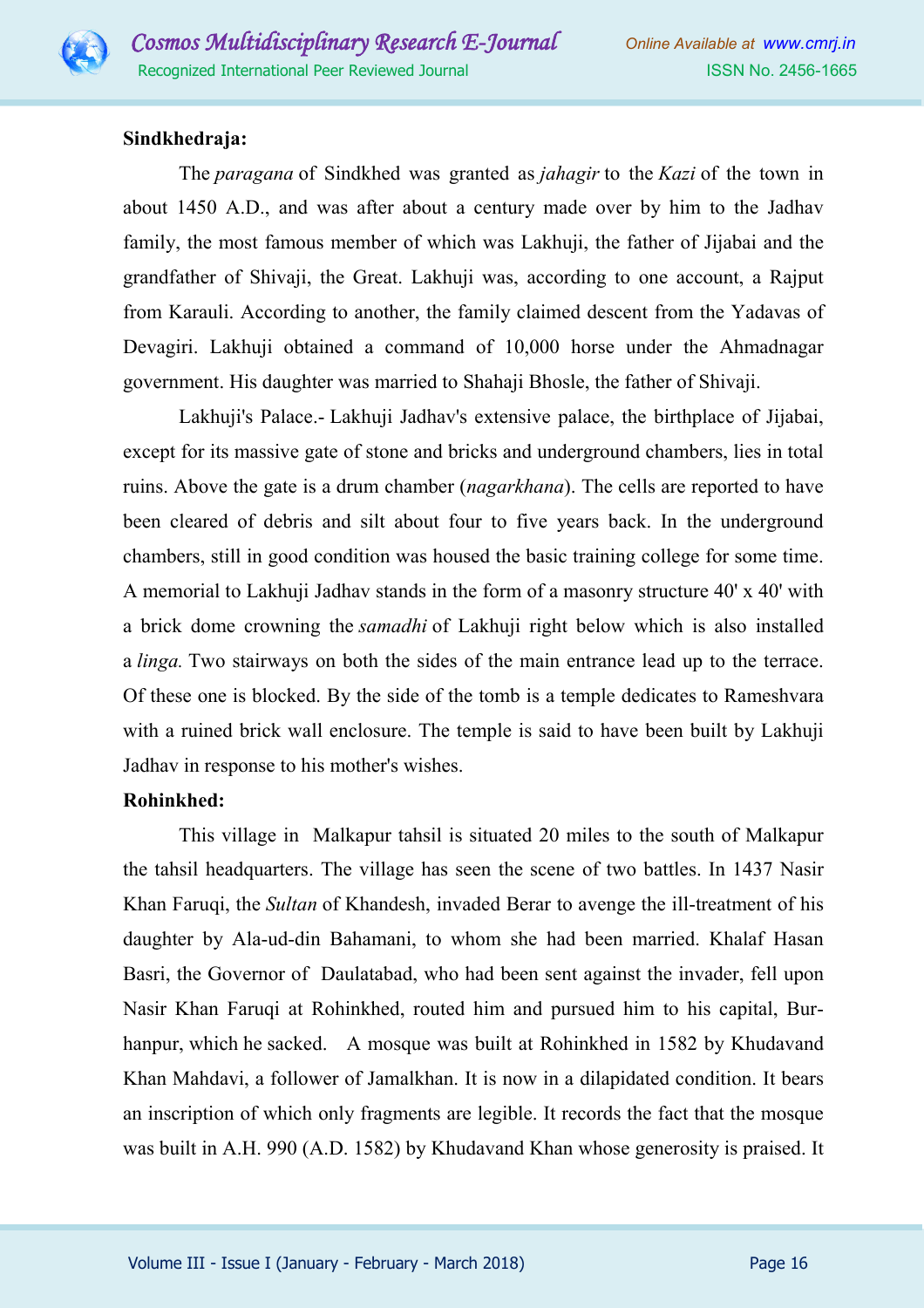**Sindkhedraja:**

The *paragana* of Sindkhed was granted as *jahagir* to the *Kazi* of the town in about 1450 A.D., and was after about a century made over by him to the Jadhav family, the most famous member of which was Lakhuji, the father of Jijabai and the grandfather of Shivaji, the Great. Lakhuji was, according to one account, a Rajput from Karauli. According to another, the family claimed descent from the Yadavas of Devagiri. Lakhuji obtained a command of 10,000 horse under the Ahmadnagar government. His daughter was married to Shahaji Bhosle, the father of Shivaji.

Lakhuji's Palace.- Lakhuji Jadhav's extensive palace, the birthplace of Jijabai, except for its massive gate of stone and bricks and underground chambers, lies in total ruins. Above the gate is a drum chamber (*nagarkhana*). The cells are reported to have been cleared of debris and silt about four to five years back. In the underground chambers, still in good condition was housed the basic training college for some time. A memorial to Lakhuji Jadhav stands in the form of a masonry structure 40' x 40' with a brick dome crowning the *samadhi* of Lakhuji right below which is also installed a *linga.* Two stairways on both the sides of the main entrance lead up to the terrace. Of these one is blocked. By the side of the tomb is a temple dedicates to Rameshvara with a ruined brick wall enclosure. The temple is said to have been built by Lakhuji Jadhav in response to his mother's wishes.

**Rohinkhed:**

This village in Malkapur tahsil is situated 20 miles to the south of Malkapur the tahsil headquarters. The village has seen the scene of two battles. In 1437 Nasir Khan Faruqi, the *Sultan* of Khandesh, invaded Berar to avenge the ill-treatment of his daughter by Ala-ud-din Bahamani, to whom she had been married. Khalaf Hasan Basri, the Governor of Daulatabad, who had been sent against the invader, fell upon Nasir Khan Faruqi at Rohinkhed, routed him and pursued him to his capital, Burhanpur, which he sacked. A mosque was built at Rohinkhed in 1582 by Khudavand Khan Mahdavi, a follower of Jamalkhan. It is now in a dilapidated condition. It bears an inscription of which only fragments are legible. It records the fact that the mosque was built in A.H. 990 (A.D. 1582) by Khudavand Khan whose generosity is praised. It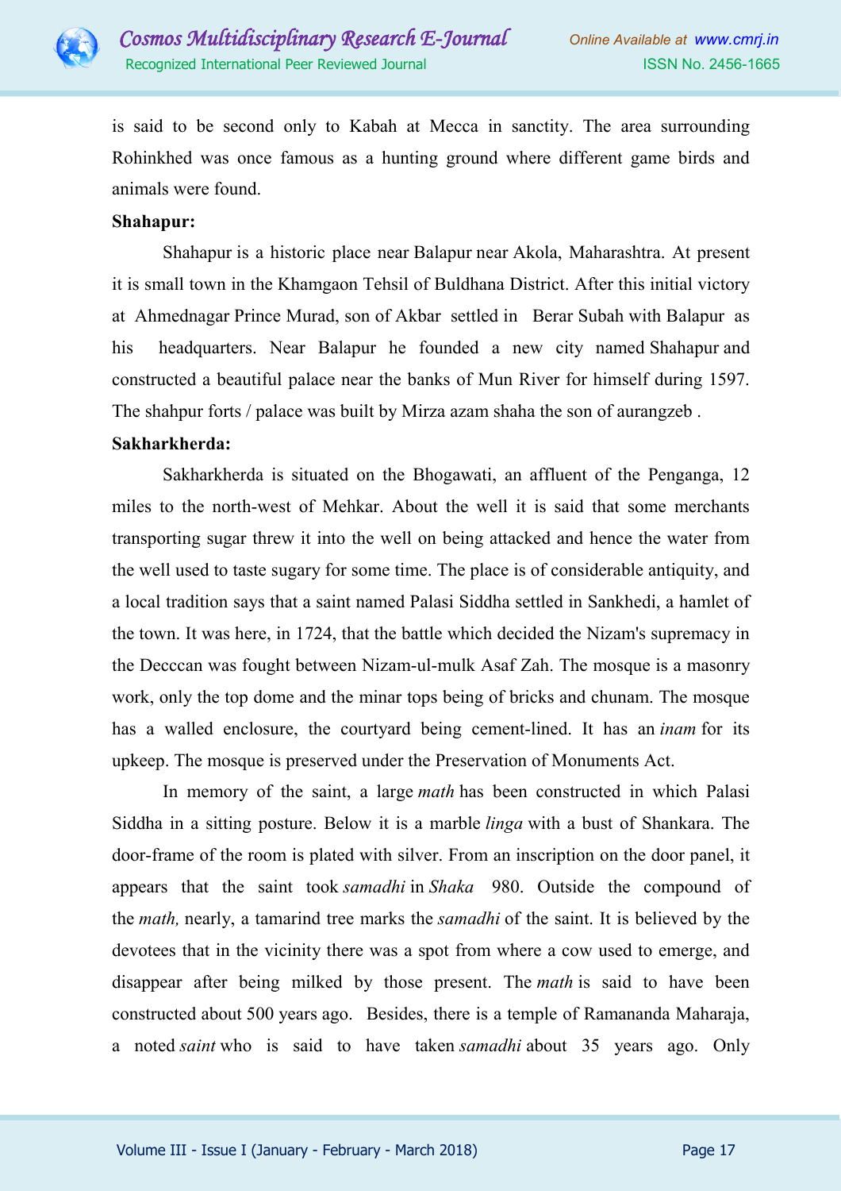is said to be second only to Kabah at Mecca in sanctity. The area surrounding Rohinkhed was once famous as a hunting ground where different game birds and animals were found.

**Shahapur:**

Shahapur is a historic place near Balapur near Akola, Maharashtra. At present it is small town in the Khamgaon Tehsil of Buldhana District. After this initial victory at Ahmednagar Prince Murad, son of Akbar settled in Berar Subah with Balapur as his headquarters. Near Balapur he founded a new city named Shahapur and constructed a beautiful palace near the banks of Mun River for himself during 1597. The shahpur forts / palace was built by Mirza azam shaha the son of aurangzeb .

**Sakharkherda:**

Sakharkherda is situated on the Bhogawati, an affluent of the Penganga, 12 miles to the north-west of Mehkar. About the well it is said that some merchants transporting sugar threw it into the well on being attacked and hence the water from the well used to taste sugary for some time. The place is of considerable antiquity, and a local tradition says that a saint named Palasi Siddha settled in Sankhedi, a hamlet of the town. It was here, in 1724, that the battle which decided the Nizam's supremacy in the Decccan was fought between Nizam-ul-mulk Asaf Zah. The mosque is a masonry work, only the top dome and the minar tops being of bricks and chunam. The mosque has a walled enclosure, the courtyard being cement-lined. It has an *inam* for its upkeep. The mosque is preserved under the Preservation of Monuments Act.

In memory of the saint, a large *math* has been constructed in which Palasi Siddha in a sitting posture. Below it is a marble *linga* with a bust of Shankara. The door-frame of the room is plated with silver. From an inscription on the door panel, it appears that the saint took *samadhi* in *Shaka* 980. Outside the compound of the *math,* nearly, a tamarind tree marks the *samadhi* of the saint. It is believed by the devotees that in the vicinity there was a spot from where a cow used to emerge, and disappear after being milked by those present. The *math* is said to have been constructed about 500 years ago. Besides, there is a temple of Ramananda Maharaja, a noted *saint* who is said to have taken *samadhi* about 35 years ago. Only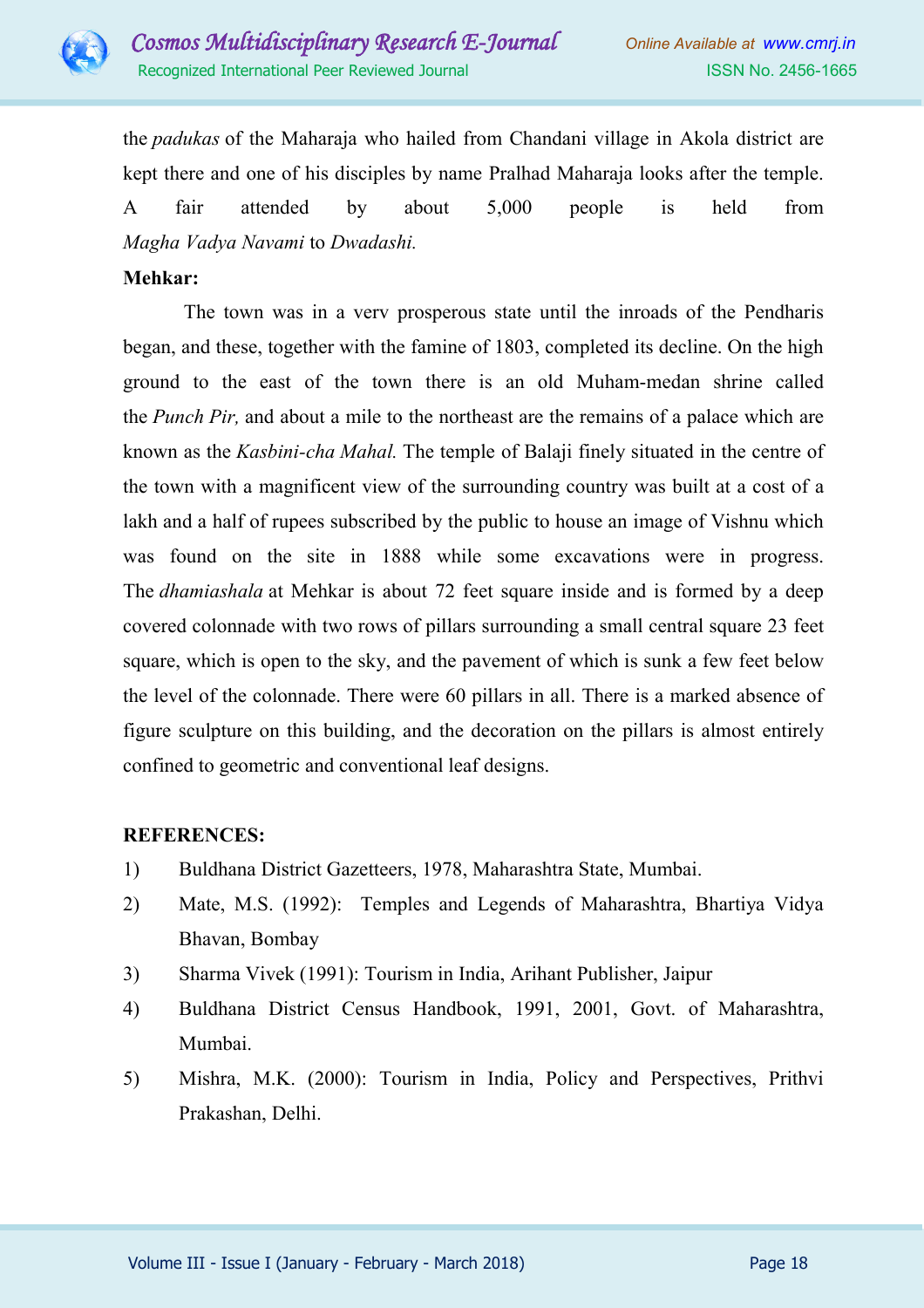the *padukas* of the Maharaja who hailed from Chandani village in Akola district are kept there and one of his disciples by name Pralhad Maharaja looks after the temple. A fair attended by about 5,000 people is held from *Magha Vadya Navami* to *Dwadashi.*

**Mehkar:**

The town was in a verv prosperous state until the inroads of the Pendharis began, and these, together with the famine of 1803, completed its decline. On the high ground to the east of the town there is an old Muham-medan shrine called the *Punch Pir,* and about a mile to the northeast are the remains of a palace which are known as the *Kasbini-cha Mahal.* The temple of Balaji finely situated in the centre of the town with a magnificent view of the surrounding country was built at a cost of a lakh and a half of rupees subscribed by the public to house an image of Vishnu which was found on the site in 1888 while some excavations were in progress. The *dhamiashala* at Mehkar is about 72 feet square inside and is formed by a deep covered colonnade with two rows of pillars surrounding a small central square 23 feet square, which is open to the sky, and the pavement of which is sunk a few feet below the level of the colonnade. There were 60 pillars in all. There is a marked absence of figure sculpture on this building, and the decoration on the pillars is almost entirely confined to geometric and conventional leaf designs.

**REFERENCES:**

1) Buldhana District Gazetteers, 1978, Maharashtra State, Mumbai.
2) Mate, M.S. (1992): Temples and Legends of Maharashtra, Bhartiya Vidya Bhavan, Bombay
3) Sharma Vivek (1991): Tourism in India, Arihant Publisher, Jaipur
4) Buldhana District Census Handbook, 1991, 2001, Govt. of Maharashtra, Mumbai.
5) Mishra, M.K. (2000): Tourism in India, Policy and Perspectives, Prithvi Prakashan, Delhi.